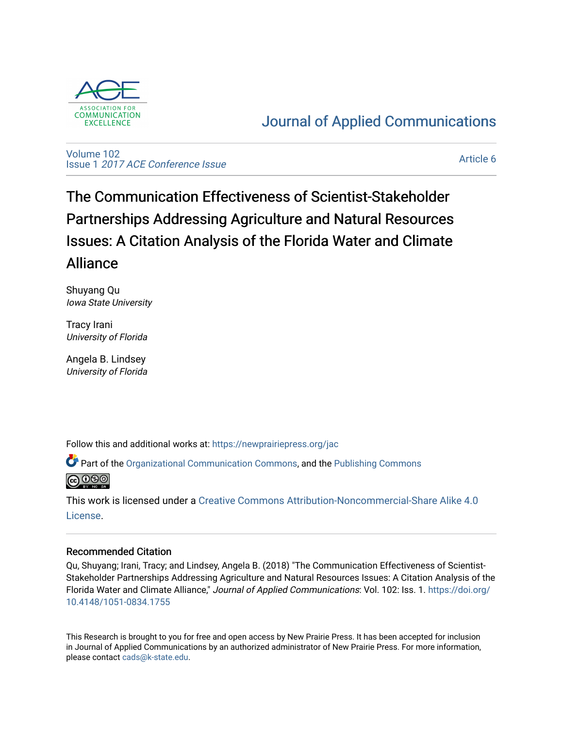ASSOCIATION FOR COMMUNICATION EXCELLENCE

# Journal of Applied Communications

Volume 102
Issue 1 *2017 ACE Conference Issue*

Article 6

# The Communication Effectiveness of Scientist-Stakeholder Partnerships Addressing Agriculture and Natural Resources Issues: A Citation Analysis of the Florida Water and Climate Alliance

Shuyang Qu
*Iowa State University*

Tracy Irani
*University of Florida*

Angela B. Lindsey
*University of Florida*

Follow this and additional works at: https://newprairiepress.org/jac

Part of the Organizational Communication Commons, and the Publishing Commons

This work is licensed under a Creative Commons Attribution-Noncommercial-Share Alike 4.0 License.

## Recommended Citation

Qu, Shuyang; Irani, Tracy; and Lindsey, Angela B. (2018) "The Communication Effectiveness of Scientist-Stakeholder Partnerships Addressing Agriculture and Natural Resources Issues: A Citation Analysis of the Florida Water and Climate Alliance," *Journal of Applied Communications*: Vol. 102: Iss. 1. https://doi.org/10.4148/1051-0834.1755

This Research is brought to you for free and open access by New Prairie Press. It has been accepted for inclusion in Journal of Applied Communications by an authorized administrator of New Prairie Press. For more information, please contact cads@k-state.edu.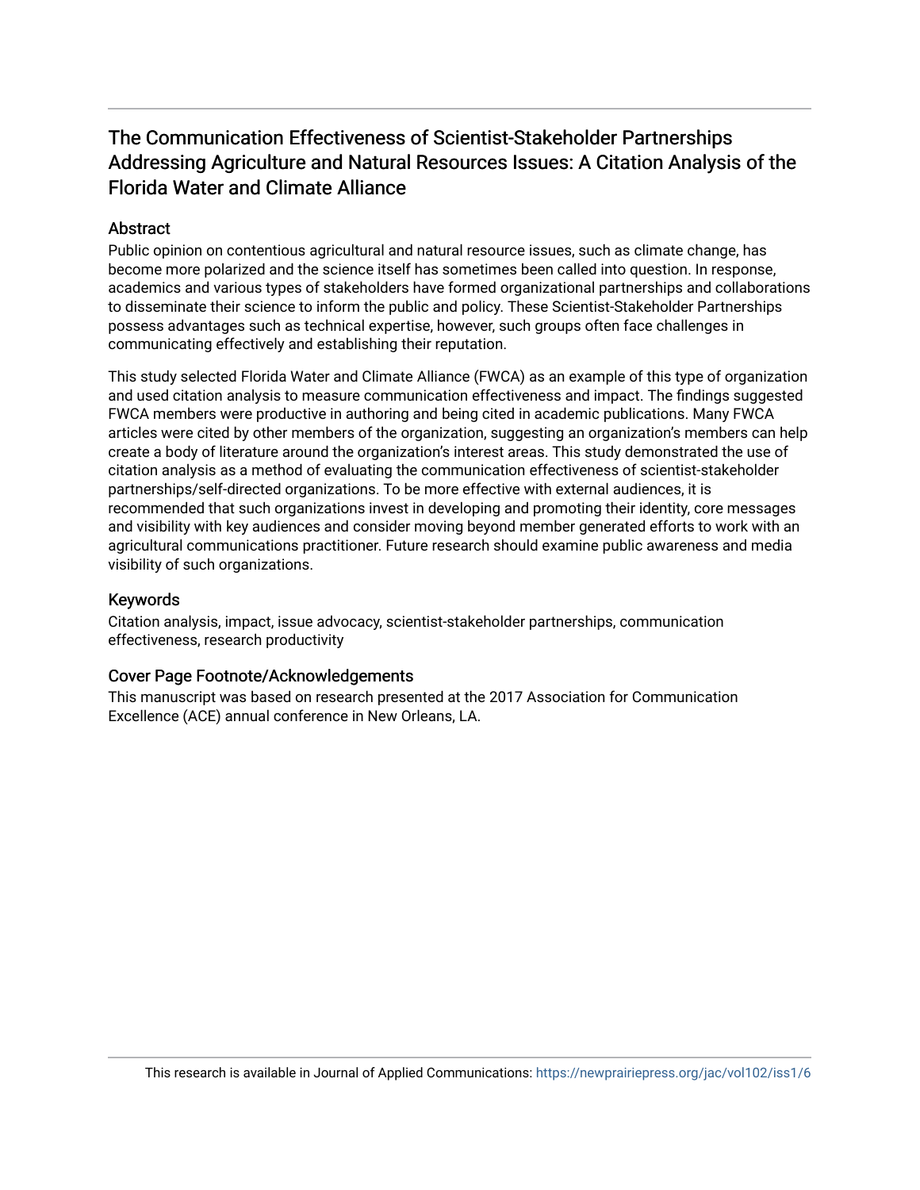# The Communication Effectiveness of Scientist-Stakeholder Partnerships Addressing Agriculture and Natural Resources Issues: A Citation Analysis of the Florida Water and Climate Alliance

## Abstract

Public opinion on contentious agricultural and natural resource issues, such as climate change, has become more polarized and the science itself has sometimes been called into question. In response, academics and various types of stakeholders have formed organizational partnerships and collaborations to disseminate their science to inform the public and policy. These Scientist-Stakeholder Partnerships possess advantages such as technical expertise, however, such groups often face challenges in communicating effectively and establishing their reputation.

This study selected Florida Water and Climate Alliance (FWCA) as an example of this type of organization and used citation analysis to measure communication effectiveness and impact. The findings suggested FWCA members were productive in authoring and being cited in academic publications. Many FWCA articles were cited by other members of the organization, suggesting an organization's members can help create a body of literature around the organization's interest areas. This study demonstrated the use of citation analysis as a method of evaluating the communication effectiveness of scientist-stakeholder partnerships/self-directed organizations. To be more effective with external audiences, it is recommended that such organizations invest in developing and promoting their identity, core messages and visibility with key audiences and consider moving beyond member generated efforts to work with an agricultural communications practitioner. Future research should examine public awareness and media visibility of such organizations.

## Keywords

Citation analysis, impact, issue advocacy, scientist-stakeholder partnerships, communication effectiveness, research productivity

## Cover Page Footnote/Acknowledgements

This manuscript was based on research presented at the 2017 Association for Communication Excellence (ACE) annual conference in New Orleans, LA.

This research is available in Journal of Applied Communications: https://newprairiepress.org/jac/vol102/iss1/6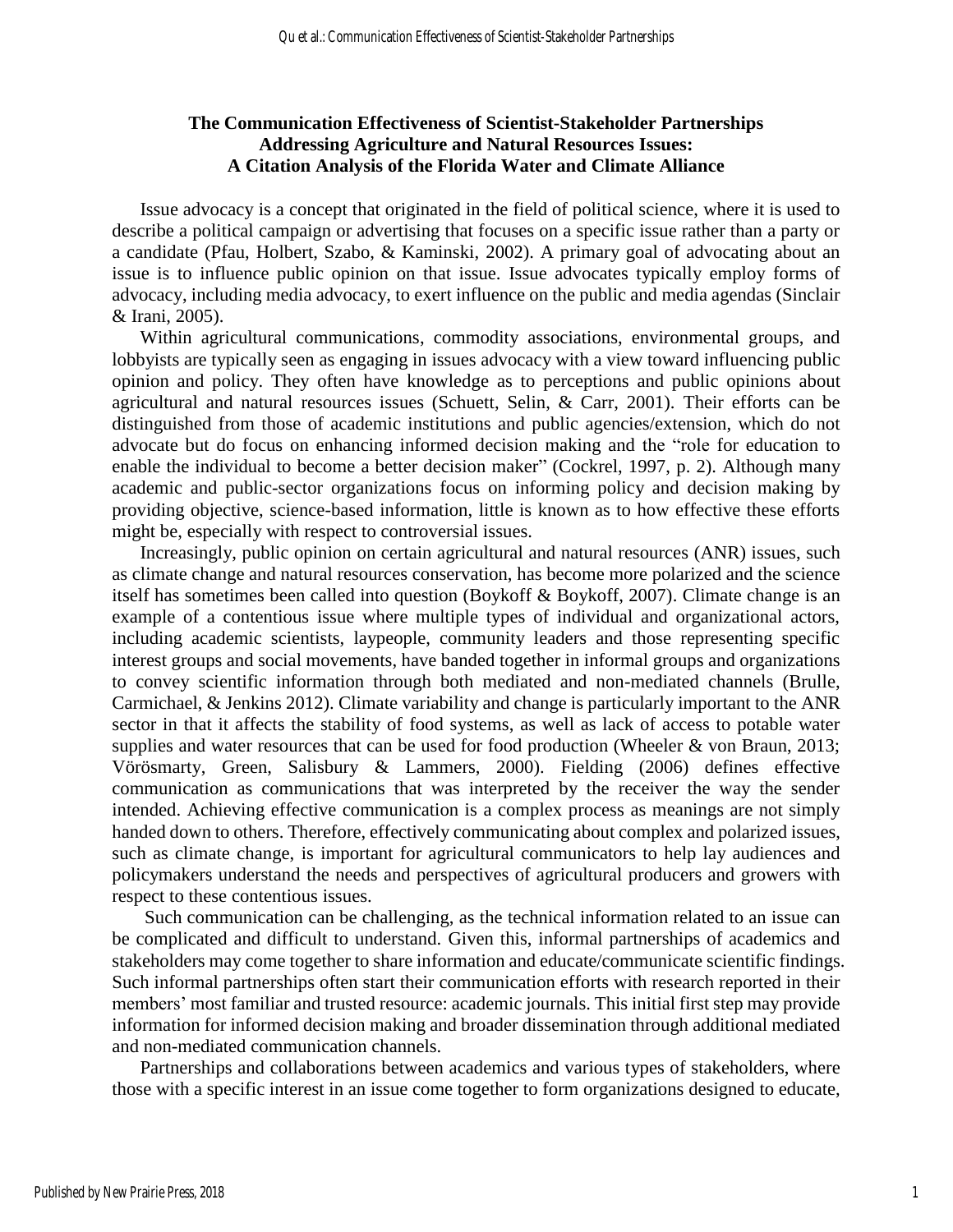# The Communication Effectiveness of Scientist-Stakeholder Partnerships Addressing Agriculture and Natural Resources Issues: A Citation Analysis of the Florida Water and Climate Alliance

Issue advocacy is a concept that originated in the field of political science, where it is used to describe a political campaign or advertising that focuses on a specific issue rather than a party or a candidate (Pfau, Holbert, Szabo, & Kaminski, 2002). A primary goal of advocating about an issue is to influence public opinion on that issue. Issue advocates typically employ forms of advocacy, including media advocacy, to exert influence on the public and media agendas (Sinclair & Irani, 2005).

Within agricultural communications, commodity associations, environmental groups, and lobbyists are typically seen as engaging in issues advocacy with a view toward influencing public opinion and policy. They often have knowledge as to perceptions and public opinions about agricultural and natural resources issues (Schuett, Selin, & Carr, 2001). Their efforts can be distinguished from those of academic institutions and public agencies/extension, which do not advocate but do focus on enhancing informed decision making and the "role for education to enable the individual to become a better decision maker" (Cockrel, 1997, p. 2). Although many academic and public-sector organizations focus on informing policy and decision making by providing objective, science-based information, little is known as to how effective these efforts might be, especially with respect to controversial issues.

Increasingly, public opinion on certain agricultural and natural resources (ANR) issues, such as climate change and natural resources conservation, has become more polarized and the science itself has sometimes been called into question (Boykoff & Boykoff, 2007). Climate change is an example of a contentious issue where multiple types of individual and organizational actors, including academic scientists, laypeople, community leaders and those representing specific interest groups and social movements, have banded together in informal groups and organizations to convey scientific information through both mediated and non-mediated channels (Brulle, Carmichael, & Jenkins 2012). Climate variability and change is particularly important to the ANR sector in that it affects the stability of food systems, as well as lack of access to potable water supplies and water resources that can be used for food production (Wheeler & von Braun, 2013; Vörösmarty, Green, Salisbury & Lammers, 2000). Fielding (2006) defines effective communication as communications that was interpreted by the receiver the way the sender intended. Achieving effective communication is a complex process as meanings are not simply handed down to others. Therefore, effectively communicating about complex and polarized issues, such as climate change, is important for agricultural communicators to help lay audiences and policymakers understand the needs and perspectives of agricultural producers and growers with respect to these contentious issues.

Such communication can be challenging, as the technical information related to an issue can be complicated and difficult to understand. Given this, informal partnerships of academics and stakeholders may come together to share information and educate/communicate scientific findings. Such informal partnerships often start their communication efforts with research reported in their members' most familiar and trusted resource: academic journals. This initial first step may provide information for informed decision making and broader dissemination through additional mediated and non-mediated communication channels.

Partnerships and collaborations between academics and various types of stakeholders, where those with a specific interest in an issue come together to form organizations designed to educate,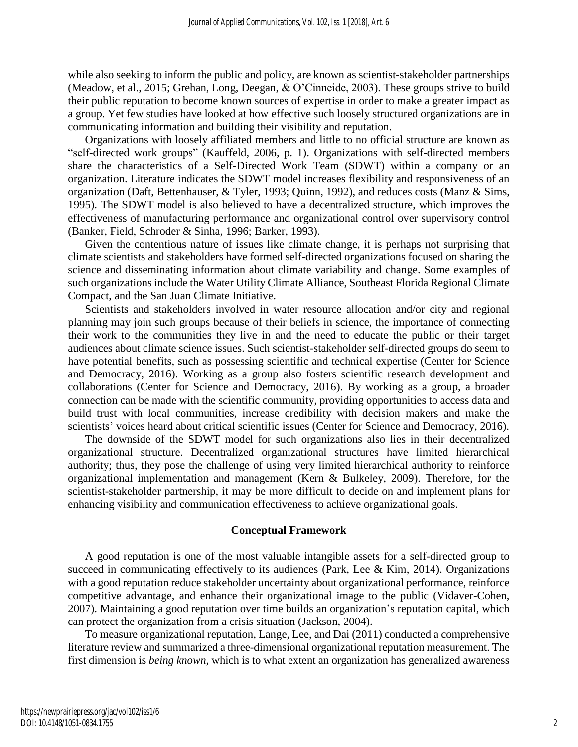while also seeking to inform the public and policy, are known as scientist-stakeholder partnerships (Meadow, et al., 2015; Grehan, Long, Deegan, & O'Cinneide, 2003). These groups strive to build their public reputation to become known sources of expertise in order to make a greater impact as a group. Yet few studies have looked at how effective such loosely structured organizations are in communicating information and building their visibility and reputation.

Organizations with loosely affiliated members and little to no official structure are known as "self-directed work groups" (Kauffeld, 2006, p. 1). Organizations with self-directed members share the characteristics of a Self-Directed Work Team (SDWT) within a company or an organization. Literature indicates the SDWT model increases flexibility and responsiveness of an organization (Daft, Bettenhauser, & Tyler, 1993; Quinn, 1992), and reduces costs (Manz & Sims, 1995). The SDWT model is also believed to have a decentralized structure, which improves the effectiveness of manufacturing performance and organizational control over supervisory control (Banker, Field, Schroder & Sinha, 1996; Barker, 1993).

Given the contentious nature of issues like climate change, it is perhaps not surprising that climate scientists and stakeholders have formed self-directed organizations focused on sharing the science and disseminating information about climate variability and change. Some examples of such organizations include the Water Utility Climate Alliance, Southeast Florida Regional Climate Compact, and the San Juan Climate Initiative.

Scientists and stakeholders involved in water resource allocation and/or city and regional planning may join such groups because of their beliefs in science, the importance of connecting their work to the communities they live in and the need to educate the public or their target audiences about climate science issues. Such scientist-stakeholder self-directed groups do seem to have potential benefits, such as possessing scientific and technical expertise (Center for Science and Democracy, 2016). Working as a group also fosters scientific research development and collaborations (Center for Science and Democracy, 2016). By working as a group, a broader connection can be made with the scientific community, providing opportunities to access data and build trust with local communities, increase credibility with decision makers and make the scientists' voices heard about critical scientific issues (Center for Science and Democracy, 2016).

The downside of the SDWT model for such organizations also lies in their decentralized organizational structure. Decentralized organizational structures have limited hierarchical authority; thus, they pose the challenge of using very limited hierarchical authority to reinforce organizational implementation and management (Kern & Bulkeley, 2009). Therefore, for the scientist-stakeholder partnership, it may be more difficult to decide on and implement plans for enhancing visibility and communication effectiveness to achieve organizational goals.

## Conceptual Framework

A good reputation is one of the most valuable intangible assets for a self-directed group to succeed in communicating effectively to its audiences (Park, Lee & Kim, 2014). Organizations with a good reputation reduce stakeholder uncertainty about organizational performance, reinforce competitive advantage, and enhance their organizational image to the public (Vidaver-Cohen, 2007). Maintaining a good reputation over time builds an organization's reputation capital, which can protect the organization from a crisis situation (Jackson, 2004).

To measure organizational reputation, Lange, Lee, and Dai (2011) conducted a comprehensive literature review and summarized a three-dimensional organizational reputation measurement. The first dimension is *being known*, which is to what extent an organization has generalized awareness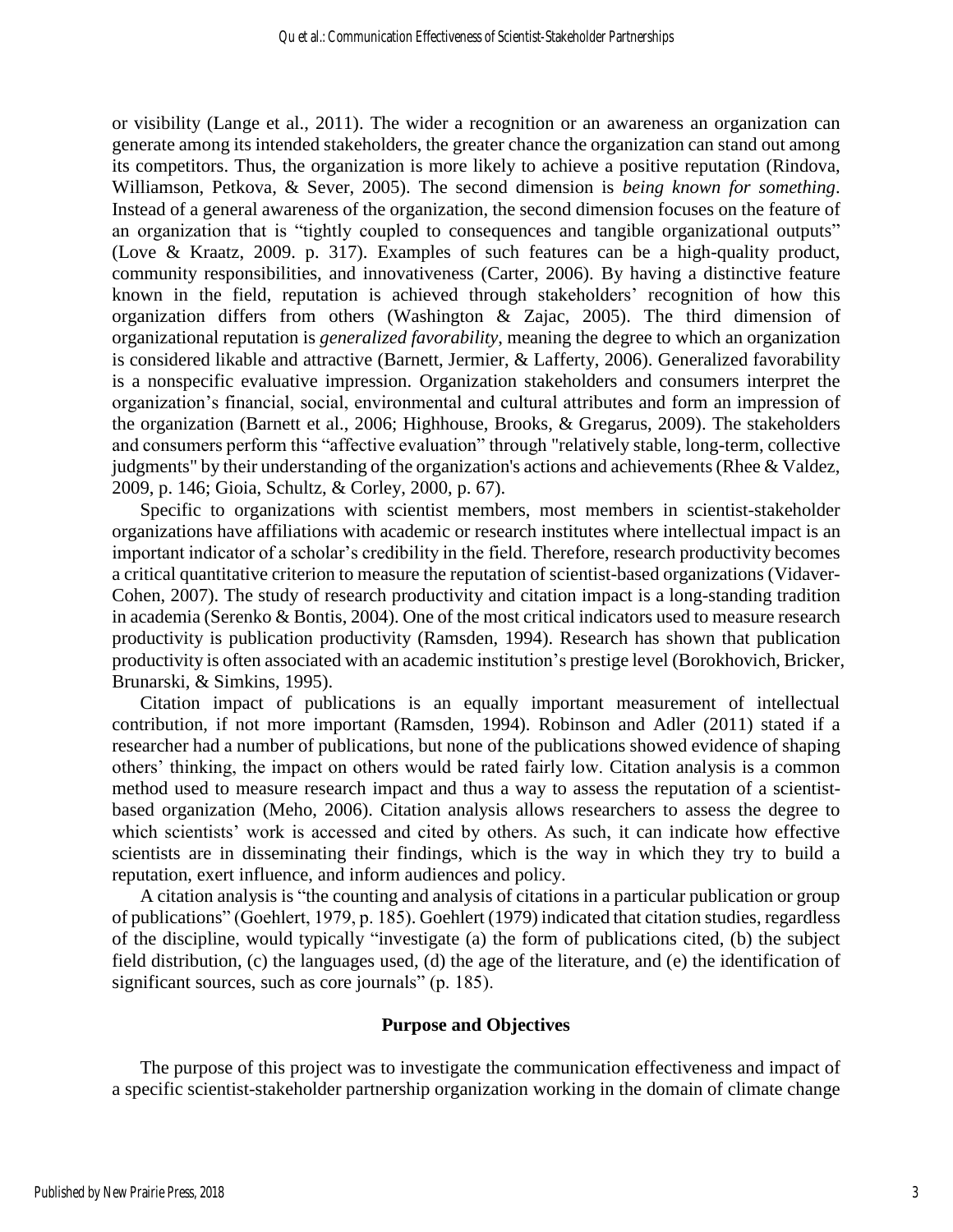or visibility (Lange et al., 2011). The wider a recognition or an awareness an organization can generate among its intended stakeholders, the greater chance the organization can stand out among its competitors. Thus, the organization is more likely to achieve a positive reputation (Rindova, Williamson, Petkova, & Sever, 2005). The second dimension is *being known for something*. Instead of a general awareness of the organization, the second dimension focuses on the feature of an organization that is "tightly coupled to consequences and tangible organizational outputs" (Love & Kraatz, 2009. p. 317). Examples of such features can be a high-quality product, community responsibilities, and innovativeness (Carter, 2006). By having a distinctive feature known in the field, reputation is achieved through stakeholders' recognition of how this organization differs from others (Washington & Zajac, 2005). The third dimension of organizational reputation is *generalized favorability*, meaning the degree to which an organization is considered likable and attractive (Barnett, Jermier, & Lafferty, 2006). Generalized favorability is a nonspecific evaluative impression. Organization stakeholders and consumers interpret the organization's financial, social, environmental and cultural attributes and form an impression of the organization (Barnett et al., 2006; Highhouse, Brooks, & Gregarus, 2009). The stakeholders and consumers perform this "affective evaluation" through "relatively stable, long-term, collective judgments" by their understanding of the organization's actions and achievements (Rhee & Valdez, 2009, p. 146; Gioia, Schultz, & Corley, 2000, p. 67).

Specific to organizations with scientist members, most members in scientist-stakeholder organizations have affiliations with academic or research institutes where intellectual impact is an important indicator of a scholar's credibility in the field. Therefore, research productivity becomes a critical quantitative criterion to measure the reputation of scientist-based organizations (Vidaver-Cohen, 2007). The study of research productivity and citation impact is a long-standing tradition in academia (Serenko & Bontis, 2004). One of the most critical indicators used to measure research productivity is publication productivity (Ramsden, 1994). Research has shown that publication productivity is often associated with an academic institution's prestige level (Borokhovich, Bricker, Brunarski, & Simkins, 1995).

Citation impact of publications is an equally important measurement of intellectual contribution, if not more important (Ramsden, 1994). Robinson and Adler (2011) stated if a researcher had a number of publications, but none of the publications showed evidence of shaping others' thinking, the impact on others would be rated fairly low. Citation analysis is a common method used to measure research impact and thus a way to assess the reputation of a scientist-based organization (Meho, 2006). Citation analysis allows researchers to assess the degree to which scientists' work is accessed and cited by others. As such, it can indicate how effective scientists are in disseminating their findings, which is the way in which they try to build a reputation, exert influence, and inform audiences and policy.

A citation analysis is "the counting and analysis of citations in a particular publication or group of publications" (Goehlert, 1979, p. 185). Goehlert (1979) indicated that citation studies, regardless of the discipline, would typically "investigate (a) the form of publications cited, (b) the subject field distribution, (c) the languages used, (d) the age of the literature, and (e) the identification of significant sources, such as core journals" (p. 185).

## Purpose and Objectives

The purpose of this project was to investigate the communication effectiveness and impact of a specific scientist-stakeholder partnership organization working in the domain of climate change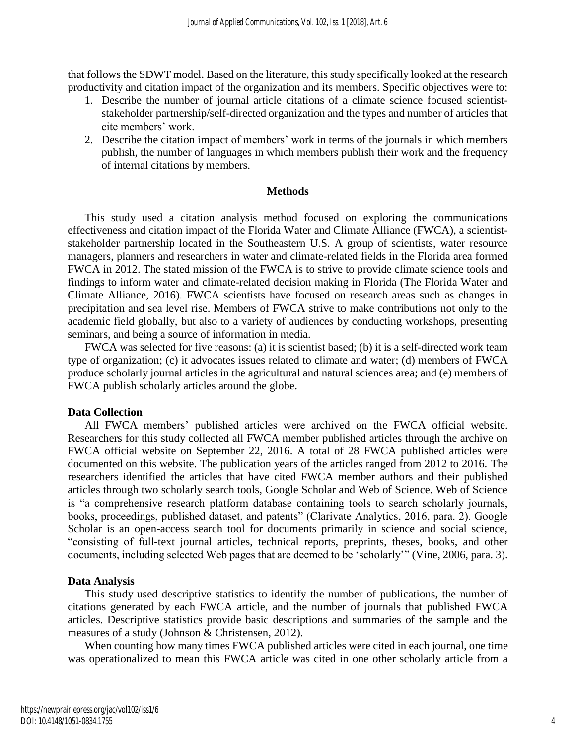that follows the SDWT model. Based on the literature, this study specifically looked at the research productivity and citation impact of the organization and its members. Specific objectives were to:

1. Describe the number of journal article citations of a climate science focused scientist-stakeholder partnership/self-directed organization and the types and number of articles that cite members' work.
2. Describe the citation impact of members' work in terms of the journals in which members publish, the number of languages in which members publish their work and the frequency of internal citations by members.

## Methods

This study used a citation analysis method focused on exploring the communications effectiveness and citation impact of the Florida Water and Climate Alliance (FWCA), a scientist-stakeholder partnership located in the Southeastern U.S. A group of scientists, water resource managers, planners and researchers in water and climate-related fields in the Florida area formed FWCA in 2012. The stated mission of the FWCA is to strive to provide climate science tools and findings to inform water and climate-related decision making in Florida (The Florida Water and Climate Alliance, 2016). FWCA scientists have focused on research areas such as changes in precipitation and sea level rise. Members of FWCA strive to make contributions not only to the academic field globally, but also to a variety of audiences by conducting workshops, presenting seminars, and being a source of information in media.

FWCA was selected for five reasons: (a) it is scientist based; (b) it is a self-directed work team type of organization; (c) it advocates issues related to climate and water; (d) members of FWCA produce scholarly journal articles in the agricultural and natural sciences area; and (e) members of FWCA publish scholarly articles around the globe.

### Data Collection

All FWCA members' published articles were archived on the FWCA official website. Researchers for this study collected all FWCA member published articles through the archive on FWCA official website on September 22, 2016. A total of 28 FWCA published articles were documented on this website. The publication years of the articles ranged from 2012 to 2016. The researchers identified the articles that have cited FWCA member authors and their published articles through two scholarly search tools, Google Scholar and Web of Science. Web of Science is "a comprehensive research platform database containing tools to search scholarly journals, books, proceedings, published dataset, and patents" (Clarivate Analytics, 2016, para. 2). Google Scholar is an open-access search tool for documents primarily in science and social science, "consisting of full-text journal articles, technical reports, preprints, theses, books, and other documents, including selected Web pages that are deemed to be 'scholarly'" (Vine, 2006, para. 3).

### Data Analysis

This study used descriptive statistics to identify the number of publications, the number of citations generated by each FWCA article, and the number of journals that published FWCA articles. Descriptive statistics provide basic descriptions and summaries of the sample and the measures of a study (Johnson & Christensen, 2012).

When counting how many times FWCA published articles were cited in each journal, one time was operationalized to mean this FWCA article was cited in one other scholarly article from a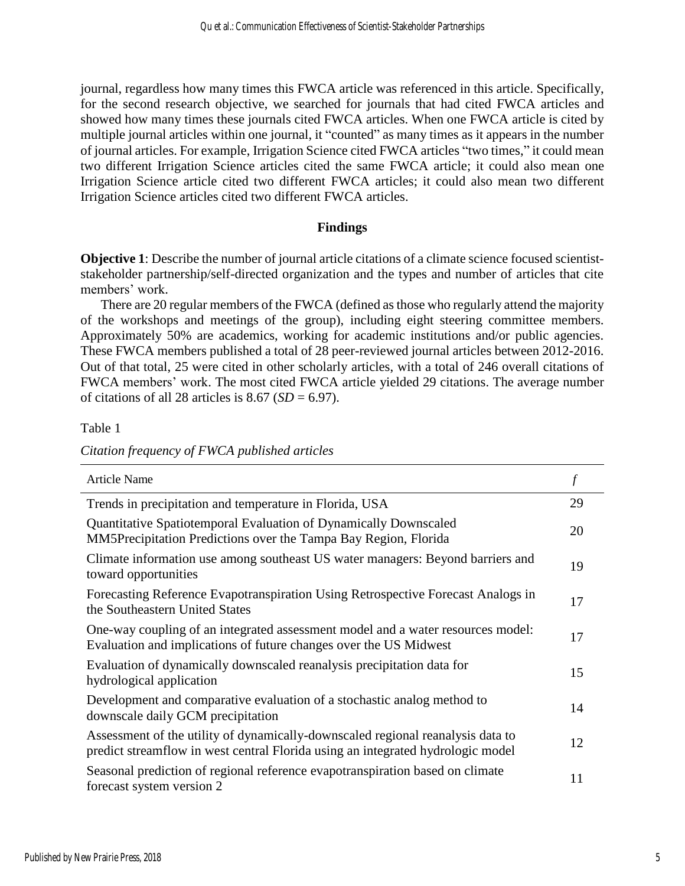journal, regardless how many times this FWCA article was referenced in this article. Specifically, for the second research objective, we searched for journals that had cited FWCA articles and showed how many times these journals cited FWCA articles. When one FWCA article is cited by multiple journal articles within one journal, it "counted" as many times as it appears in the number of journal articles. For example, Irrigation Science cited FWCA articles "two times," it could mean two different Irrigation Science articles cited the same FWCA article; it could also mean one Irrigation Science article cited two different FWCA articles; it could also mean two different Irrigation Science articles cited two different FWCA articles.

## Findings

**Objective 1**: Describe the number of journal article citations of a climate science focused scientist-stakeholder partnership/self-directed organization and the types and number of articles that cite members' work.

There are 20 regular members of the FWCA (defined as those who regularly attend the majority of the workshops and meetings of the group), including eight steering committee members. Approximately 50% are academics, working for academic institutions and/or public agencies. These FWCA members published a total of 28 peer-reviewed journal articles between 2012-2016. Out of that total, 25 were cited in other scholarly articles, with a total of 246 overall citations of FWCA members' work. The most cited FWCA article yielded 29 citations. The average number of citations of all 28 articles is 8.67 ($SD$ = 6.97).

Table 1

*Citation frequency of FWCA published articles*

| Article Name | $f$ |
|---|---|
| Trends in precipitation and temperature in Florida, USA | 29 |
| Quantitative Spatiotemporal Evaluation of Dynamically Downscaled MM5Precipitation Predictions over the Tampa Bay Region, Florida | 20 |
| Climate information use among southeast US water managers: Beyond barriers and toward opportunities | 19 |
| Forecasting Reference Evapotranspiration Using Retrospective Forecast Analogs in the Southeastern United States | 17 |
| One-way coupling of an integrated assessment model and a water resources model: Evaluation and implications of future changes over the US Midwest | 17 |
| Evaluation of dynamically downscaled reanalysis precipitation data for hydrological application | 15 |
| Development and comparative evaluation of a stochastic analog method to downscale daily GCM precipitation | 14 |
| Assessment of the utility of dynamically-downscaled regional reanalysis data to predict streamflow in west central Florida using an integrated hydrologic model | 12 |
| Seasonal prediction of regional reference evapotranspiration based on climate forecast system version 2 | 11 |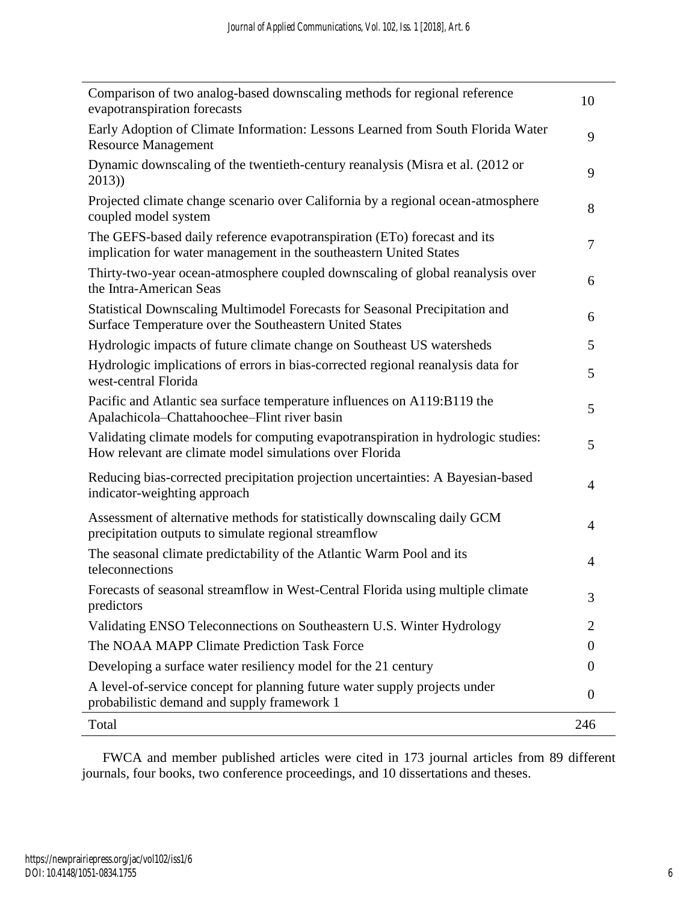| | |
|---|---|
| Comparison of two analog-based downscaling methods for regional reference evapotranspiration forecasts | 10 |
| Early Adoption of Climate Information: Lessons Learned from South Florida Water Resource Management | 9 |
| Dynamic downscaling of the twentieth-century reanalysis (Misra et al. (2012 or 2013)) | 9 |
| Projected climate change scenario over California by a regional ocean-atmosphere coupled model system | 8 |
| The GEFS-based daily reference evapotranspiration (ETo) forecast and its implication for water management in the southeastern United States | 7 |
| Thirty-two-year ocean-atmosphere coupled downscaling of global reanalysis over the Intra-American Seas | 6 |
| Statistical Downscaling Multimodel Forecasts for Seasonal Precipitation and Surface Temperature over the Southeastern United States | 6 |
| Hydrologic impacts of future climate change on Southeast US watersheds | 5 |
| Hydrologic implications of errors in bias-corrected regional reanalysis data for west-central Florida | 5 |
| Pacific and Atlantic sea surface temperature influences on A119:B119 the Apalachicola–Chattahoochee–Flint river basin | 5 |
| Validating climate models for computing evapotranspiration in hydrologic studies: How relevant are climate model simulations over Florida | 5 |
| Reducing bias-corrected precipitation projection uncertainties: A Bayesian-based indicator-weighting approach | 4 |
| Assessment of alternative methods for statistically downscaling daily GCM precipitation outputs to simulate regional streamflow | 4 |
| The seasonal climate predictability of the Atlantic Warm Pool and its teleconnections | 4 |
| Forecasts of seasonal streamflow in West-Central Florida using multiple climate predictors | 3 |
| Validating ENSO Teleconnections on Southeastern U.S. Winter Hydrology | 2 |
| The NOAA MAPP Climate Prediction Task Force | 0 |
| Developing a surface water resiliency model for the 21 century | 0 |
| A level-of-service concept for planning future water supply projects under probabilistic demand and supply framework 1 | 0 |
| Total | 246 |

FWCA and member published articles were cited in 173 journal articles from 89 different journals, four books, two conference proceedings, and 10 dissertations and theses.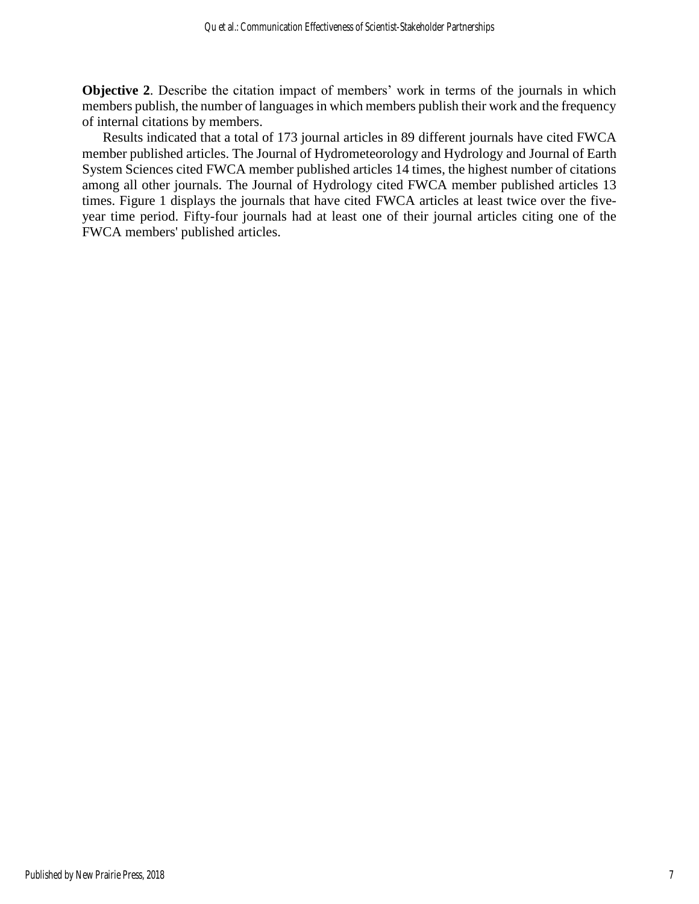**Objective 2**. Describe the citation impact of members' work in terms of the journals in which members publish, the number of languages in which members publish their work and the frequency of internal citations by members.

Results indicated that a total of 173 journal articles in 89 different journals have cited FWCA member published articles. The Journal of Hydrometeorology and Hydrology and Journal of Earth System Sciences cited FWCA member published articles 14 times, the highest number of citations among all other journals. The Journal of Hydrology cited FWCA member published articles 13 times. Figure 1 displays the journals that have cited FWCA articles at least twice over the five-year time period. Fifty-four journals had at least one of their journal articles citing one of the FWCA members' published articles.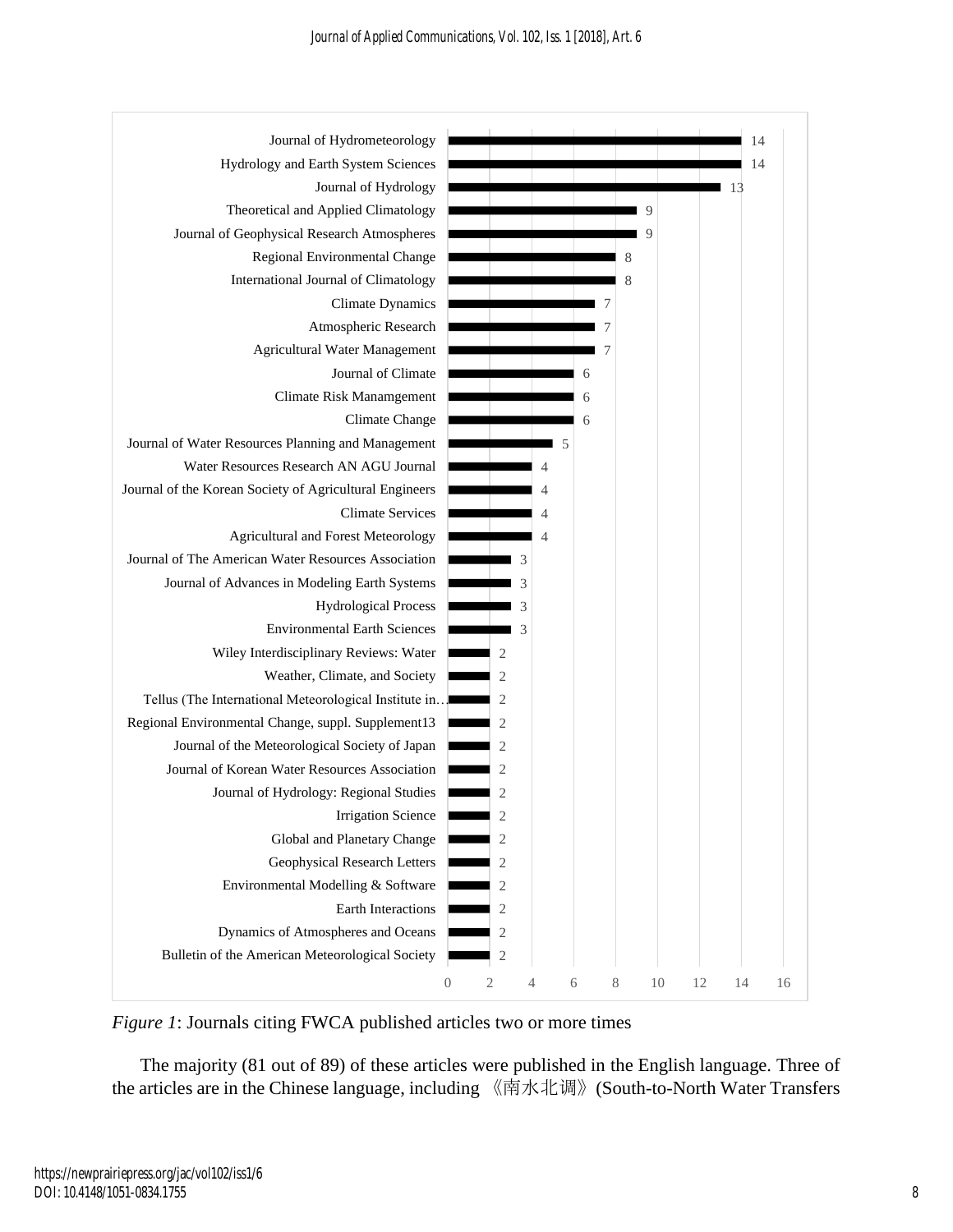| Journal | Count |
|---|---|
| Journal of Hydrometeorology | 14 |
| Hydrology and Earth System Sciences | 14 |
| Journal of Hydrology | 13 |
| Theoretical and Applied Climatology | 9 |
| Journal of Geophysical Research Atmospheres | 9 |
| Regional Environmental Change | 8 |
| International Journal of Climatology | 8 |
| Climate Dynamics | 7 |
| Atmospheric Research | 7 |
| Agricultural Water Management | 7 |
| Journal of Climate | 6 |
| Climate Risk Manamgement | 6 |
| Climate Change | 6 |
| Journal of Water Resources Planning and Management | 5 |
| Water Resources Research AN AGU Journal | 4 |
| Journal of the Korean Society of Agricultural Engineers | 4 |
| Climate Services | 4 |
| Agricultural and Forest Meteorology | 4 |
| Journal of The American Water Resources Association | 3 |
| Journal of Advances in Modeling Earth Systems | 3 |
| Hydrological Process | 3 |
| Environmental Earth Sciences | 3 |
| Wiley Interdisciplinary Reviews: Water | 2 |
| Weather, Climate, and Society | 2 |
| Tellus (The International Meteorological Institute in… | 2 |
| Regional Environmental Change, suppl. Supplement13 | 2 |
| Journal of the Meteorological Society of Japan | 2 |
| Journal of Korean Water Resources Association | 2 |
| Journal of Hydrology: Regional Studies | 2 |
| Irrigation Science | 2 |
| Global and Planetary Change | 2 |
| Geophysical Research Letters | 2 |
| Environmental Modelling & Software | 2 |
| Earth Interactions | 2 |
| Dynamics of Atmospheres and Oceans | 2 |
| Bulletin of the American Meteorological Society | 2 |

*Figure 1*: Journals citing FWCA published articles two or more times

The majority (81 out of 89) of these articles were published in the English language. Three of the articles are in the Chinese language, including 《南水北调》(South-to-North Water Transfers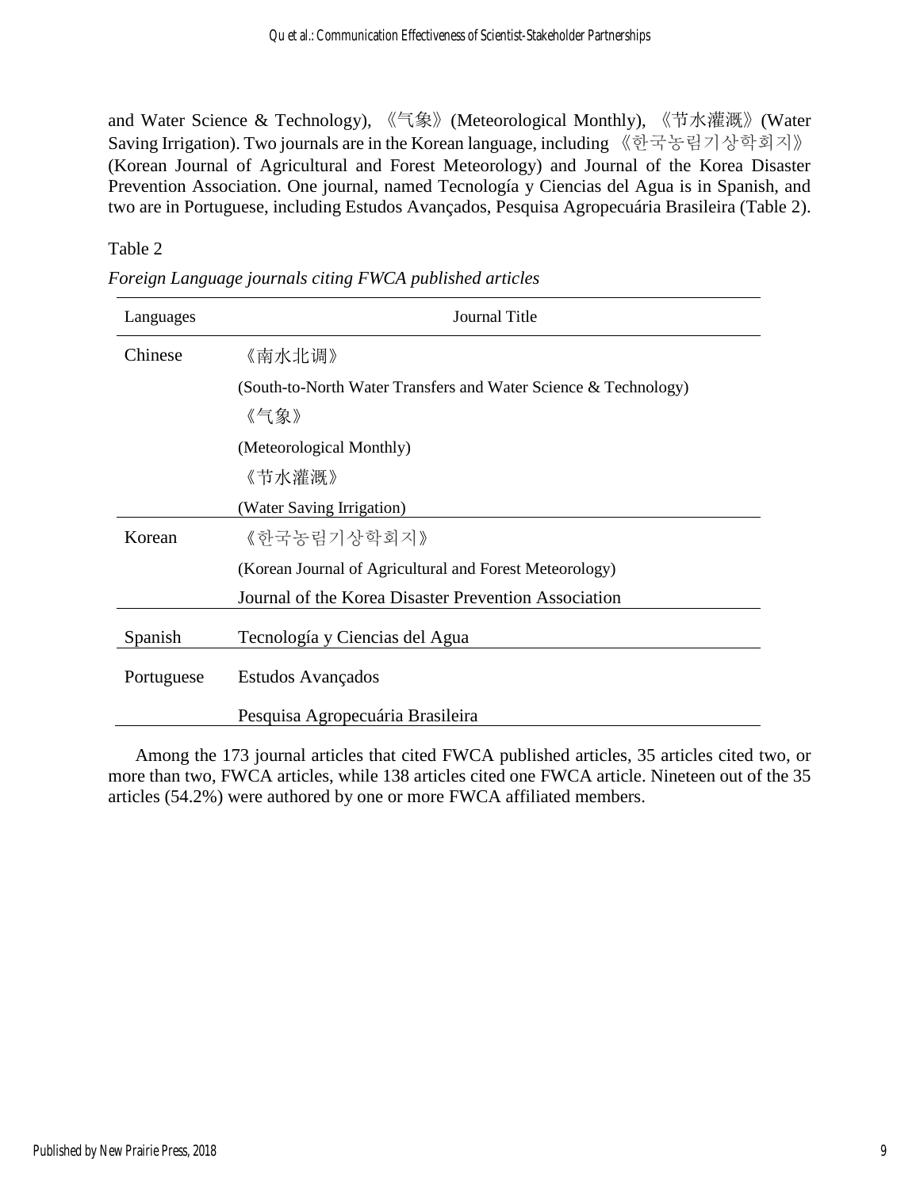and Water Science & Technology), 《气象》(Meteorological Monthly), 《节水灌溉》(Water Saving Irrigation). Two journals are in the Korean language, including 《한국농림기상학회지》 (Korean Journal of Agricultural and Forest Meteorology) and Journal of the Korea Disaster Prevention Association. One journal, named Tecnología y Ciencias del Agua is in Spanish, and two are in Portuguese, including Estudos Avançados, Pesquisa Agropecuária Brasileira (Table 2).

Table 2

*Foreign Language journals citing FWCA published articles*

| Languages | Journal Title |
|---|---|
| Chinese | 《南水北调》 |
| | (South-to-North Water Transfers and Water Science & Technology) |
| | 《气象》 |
| | (Meteorological Monthly) |
| | 《节水灌溉》 |
| | (Water Saving Irrigation) |
| Korean | 《한국농림기상학회지》 |
| | (Korean Journal of Agricultural and Forest Meteorology) |
| | Journal of the Korea Disaster Prevention Association |
| Spanish | Tecnología y Ciencias del Agua |
| Portuguese | Estudos Avançados |
| | Pesquisa Agropecuária Brasileira |

Among the 173 journal articles that cited FWCA published articles, 35 articles cited two, or more than two, FWCA articles, while 138 articles cited one FWCA article. Nineteen out of the 35 articles (54.2%) were authored by one or more FWCA affiliated members.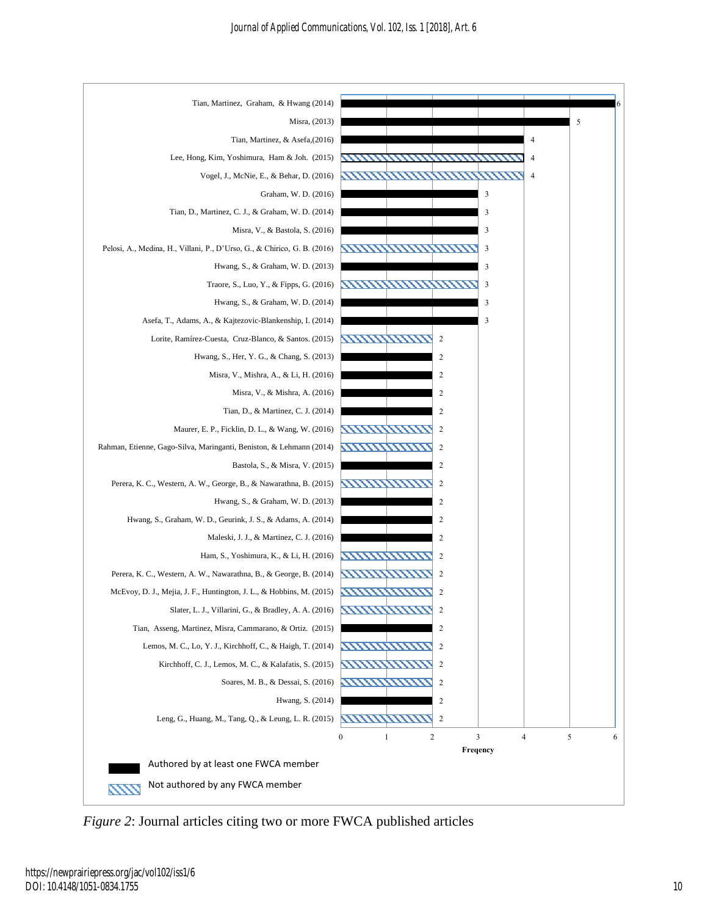| Article | Frequency | Authorship |
| --- | --- | --- |
| Tian, Martinez, Graham, & Hwang (2014) | 6 | Authored by at least one FWCA member |
| Misra, (2013) | 5 | Authored by at least one FWCA member |
| Tian, Martinez, & Asefa,(2016) | 4 | Authored by at least one FWCA member |
| Lee, Hong, Kim, Yoshimura, Ham & Joh. (2015) | 4 | Not authored by any FWCA member |
| Vogel, J., McNie, E., & Behar, D. (2016) | 4 | Not authored by any FWCA member |
| Graham, W. D. (2016) | 3 | Authored by at least one FWCA member |
| Tian, D., Martinez, C. J., & Graham, W. D. (2014) | 3 | Authored by at least one FWCA member |
| Misra, V., & Bastola, S. (2016) | 3 | Authored by at least one FWCA member |
| Pelosi, A., Medina, H., Villani, P., D'Urso, G., & Chirico, G. B. (2016) | 3 | Not authored by any FWCA member |
| Hwang, S., & Graham, W. D. (2013) | 3 | Authored by at least one FWCA member |
| Traore, S., Luo, Y., & Fipps, G. (2016) | 3 | Not authored by any FWCA member |
| Hwang, S., & Graham, W. D. (2014) | 3 | Authored by at least one FWCA member |
| Asefa, T., Adams, A., & Kajtezovic-Blankenship, I. (2014) | 3 | Authored by at least one FWCA member |
| Lorite, Ramírez-Cuesta, Cruz-Blanco, & Santos. (2015) | 2 | Not authored by any FWCA member |
| Hwang, S., Her, Y. G., & Chang, S. (2013) | 2 | Authored by at least one FWCA member |
| Misra, V., Mishra, A., & Li, H. (2016) | 2 | Authored by at least one FWCA member |
| Misra, V., & Mishra, A. (2016) | 2 | Authored by at least one FWCA member |
| Tian, D., & Martinez, C. J. (2014) | 2 | Authored by at least one FWCA member |
| Maurer, E. P., Ficklin, D. L., & Wang, W. (2016) | 2 | Not authored by any FWCA member |
| Rahman, Etienne, Gago-Silva, Maringanti, Beniston, & Lehmann (2014) | 2 | Not authored by any FWCA member |
| Bastola, S., & Misra, V. (2015) | 2 | Authored by at least one FWCA member |
| Perera, K. C., Western, A. W., George, B., & Nawarathna, B. (2015) | 2 | Not authored by any FWCA member |
| Hwang, S., & Graham, W. D. (2013) | 2 | Authored by at least one FWCA member |
| Hwang, S., Graham, W. D., Geurink, J. S., & Adams, A. (2014) | 2 | Authored by at least one FWCA member |
| Maleski, J. J., & Martinez, C. J. (2016) | 2 | Authored by at least one FWCA member |
| Ham, S., Yoshimura, K., & Li, H. (2016) | 2 | Not authored by any FWCA member |
| Perera, K. C., Western, A. W., Nawarathna, B., & George, B. (2014) | 2 | Not authored by any FWCA member |
| McEvoy, D. J., Mejia, J. F., Huntington, J. L., & Hobbins, M. (2015) | 2 | Not authored by any FWCA member |
| Slater, L. J., Villarini, G., & Bradley, A. A. (2016) | 2 | Not authored by any FWCA member |
| Tian, Asseng, Martinez, Misra, Cammarano, & Ortiz. (2015) | 2 | Authored by at least one FWCA member |
| Lemos, M. C., Lo, Y. J., Kirchhoff, C., & Haigh, T. (2014) | 2 | Not authored by any FWCA member |
| Kirchhoff, C. J., Lemos, M. C., & Kalafatis, S. (2015) | 2 | Not authored by any FWCA member |
| Soares, M. B., & Dessai, S. (2016) | 2 | Not authored by any FWCA member |
| Hwang, S. (2014) | 2 | Authored by at least one FWCA member |
| Leng, G., Huang, M., Tang, Q., & Leung, L. R. (2015) | 2 | Not authored by any FWCA member |

Freqency

Authored by at least one FWCA member

Not authored by any FWCA member

*Figure 2*: Journal articles citing two or more FWCA published articles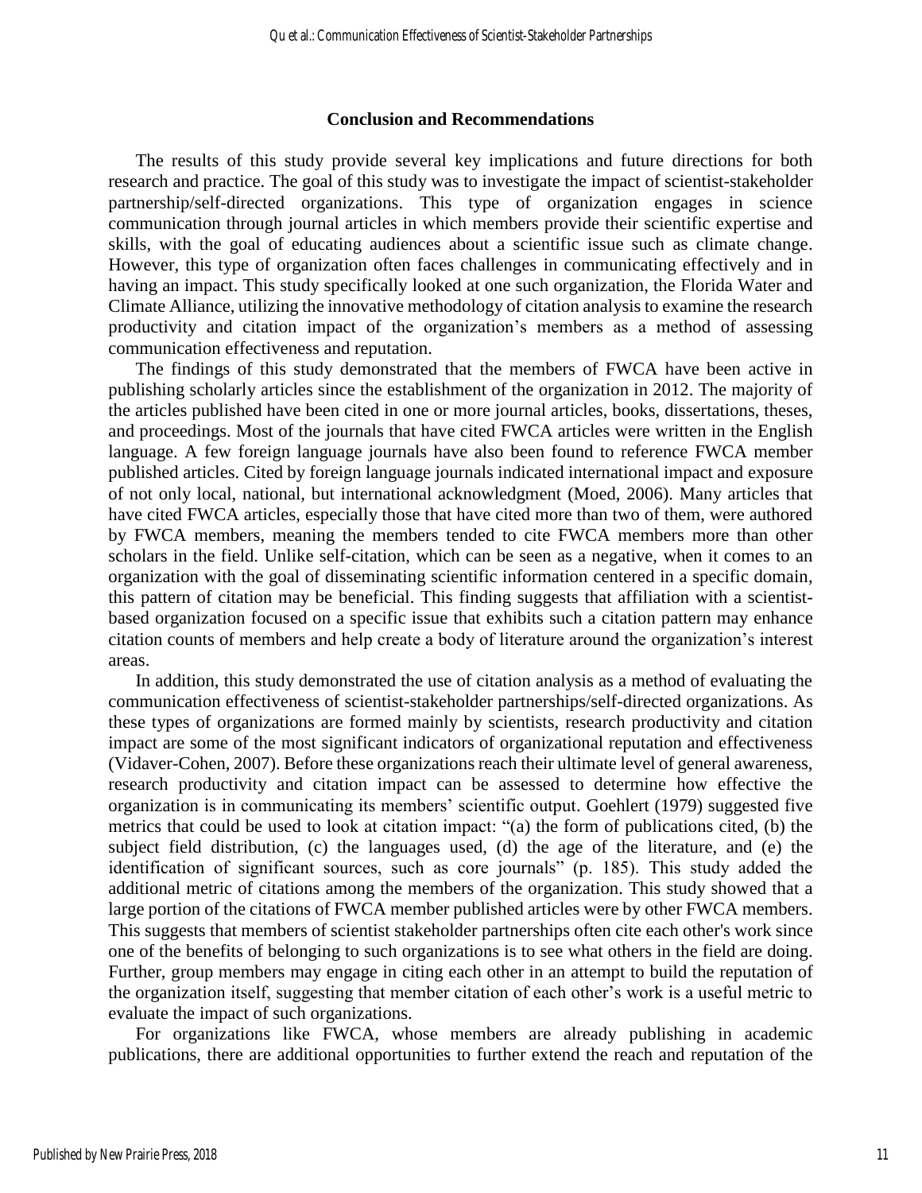## Conclusion and Recommendations

The results of this study provide several key implications and future directions for both research and practice. The goal of this study was to investigate the impact of scientist-stakeholder partnership/self-directed organizations. This type of organization engages in science communication through journal articles in which members provide their scientific expertise and skills, with the goal of educating audiences about a scientific issue such as climate change. However, this type of organization often faces challenges in communicating effectively and in having an impact. This study specifically looked at one such organization, the Florida Water and Climate Alliance, utilizing the innovative methodology of citation analysis to examine the research productivity and citation impact of the organization's members as a method of assessing communication effectiveness and reputation.

The findings of this study demonstrated that the members of FWCA have been active in publishing scholarly articles since the establishment of the organization in 2012. The majority of the articles published have been cited in one or more journal articles, books, dissertations, theses, and proceedings. Most of the journals that have cited FWCA articles were written in the English language. A few foreign language journals have also been found to reference FWCA member published articles. Cited by foreign language journals indicated international impact and exposure of not only local, national, but international acknowledgment (Moed, 2006). Many articles that have cited FWCA articles, especially those that have cited more than two of them, were authored by FWCA members, meaning the members tended to cite FWCA members more than other scholars in the field. Unlike self-citation, which can be seen as a negative, when it comes to an organization with the goal of disseminating scientific information centered in a specific domain, this pattern of citation may be beneficial. This finding suggests that affiliation with a scientist-based organization focused on a specific issue that exhibits such a citation pattern may enhance citation counts of members and help create a body of literature around the organization's interest areas.

In addition, this study demonstrated the use of citation analysis as a method of evaluating the communication effectiveness of scientist-stakeholder partnerships/self-directed organizations. As these types of organizations are formed mainly by scientists, research productivity and citation impact are some of the most significant indicators of organizational reputation and effectiveness (Vidaver-Cohen, 2007). Before these organizations reach their ultimate level of general awareness, research productivity and citation impact can be assessed to determine how effective the organization is in communicating its members' scientific output. Goehlert (1979) suggested five metrics that could be used to look at citation impact: "(a) the form of publications cited, (b) the subject field distribution, (c) the languages used, (d) the age of the literature, and (e) the identification of significant sources, such as core journals" (p. 185). This study added the additional metric of citations among the members of the organization. This study showed that a large portion of the citations of FWCA member published articles were by other FWCA members. This suggests that members of scientist stakeholder partnerships often cite each other's work since one of the benefits of belonging to such organizations is to see what others in the field are doing. Further, group members may engage in citing each other in an attempt to build the reputation of the organization itself, suggesting that member citation of each other's work is a useful metric to evaluate the impact of such organizations.

For organizations like FWCA, whose members are already publishing in academic publications, there are additional opportunities to further extend the reach and reputation of the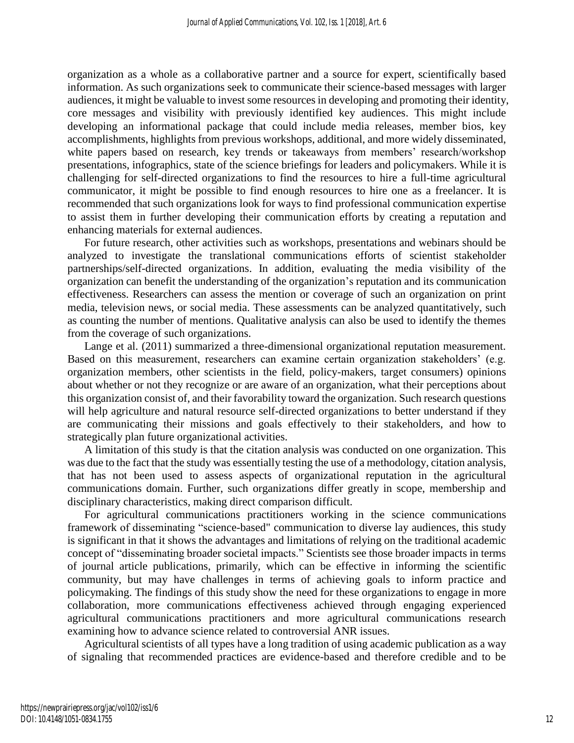organization as a whole as a collaborative partner and a source for expert, scientifically based information. As such organizations seek to communicate their science-based messages with larger audiences, it might be valuable to invest some resources in developing and promoting their identity, core messages and visibility with previously identified key audiences. This might include developing an informational package that could include media releases, member bios, key accomplishments, highlights from previous workshops, additional, and more widely disseminated, white papers based on research, key trends or takeaways from members' research/workshop presentations, infographics, state of the science briefings for leaders and policymakers. While it is challenging for self-directed organizations to find the resources to hire a full-time agricultural communicator, it might be possible to find enough resources to hire one as a freelancer. It is recommended that such organizations look for ways to find professional communication expertise to assist them in further developing their communication efforts by creating a reputation and enhancing materials for external audiences.

For future research, other activities such as workshops, presentations and webinars should be analyzed to investigate the translational communications efforts of scientist stakeholder partnerships/self-directed organizations. In addition, evaluating the media visibility of the organization can benefit the understanding of the organization's reputation and its communication effectiveness. Researchers can assess the mention or coverage of such an organization on print media, television news, or social media. These assessments can be analyzed quantitatively, such as counting the number of mentions. Qualitative analysis can also be used to identify the themes from the coverage of such organizations.

Lange et al. (2011) summarized a three-dimensional organizational reputation measurement. Based on this measurement, researchers can examine certain organization stakeholders' (e.g. organization members, other scientists in the field, policy-makers, target consumers) opinions about whether or not they recognize or are aware of an organization, what their perceptions about this organization consist of, and their favorability toward the organization. Such research questions will help agriculture and natural resource self-directed organizations to better understand if they are communicating their missions and goals effectively to their stakeholders, and how to strategically plan future organizational activities.

A limitation of this study is that the citation analysis was conducted on one organization. This was due to the fact that the study was essentially testing the use of a methodology, citation analysis, that has not been used to assess aspects of organizational reputation in the agricultural communications domain. Further, such organizations differ greatly in scope, membership and disciplinary characteristics, making direct comparison difficult.

For agricultural communications practitioners working in the science communications framework of disseminating "science-based" communication to diverse lay audiences, this study is significant in that it shows the advantages and limitations of relying on the traditional academic concept of "disseminating broader societal impacts." Scientists see those broader impacts in terms of journal article publications, primarily, which can be effective in informing the scientific community, but may have challenges in terms of achieving goals to inform practice and policymaking. The findings of this study show the need for these organizations to engage in more collaboration, more communications effectiveness achieved through engaging experienced agricultural communications practitioners and more agricultural communications research examining how to advance science related to controversial ANR issues.

Agricultural scientists of all types have a long tradition of using academic publication as a way of signaling that recommended practices are evidence-based and therefore credible and to be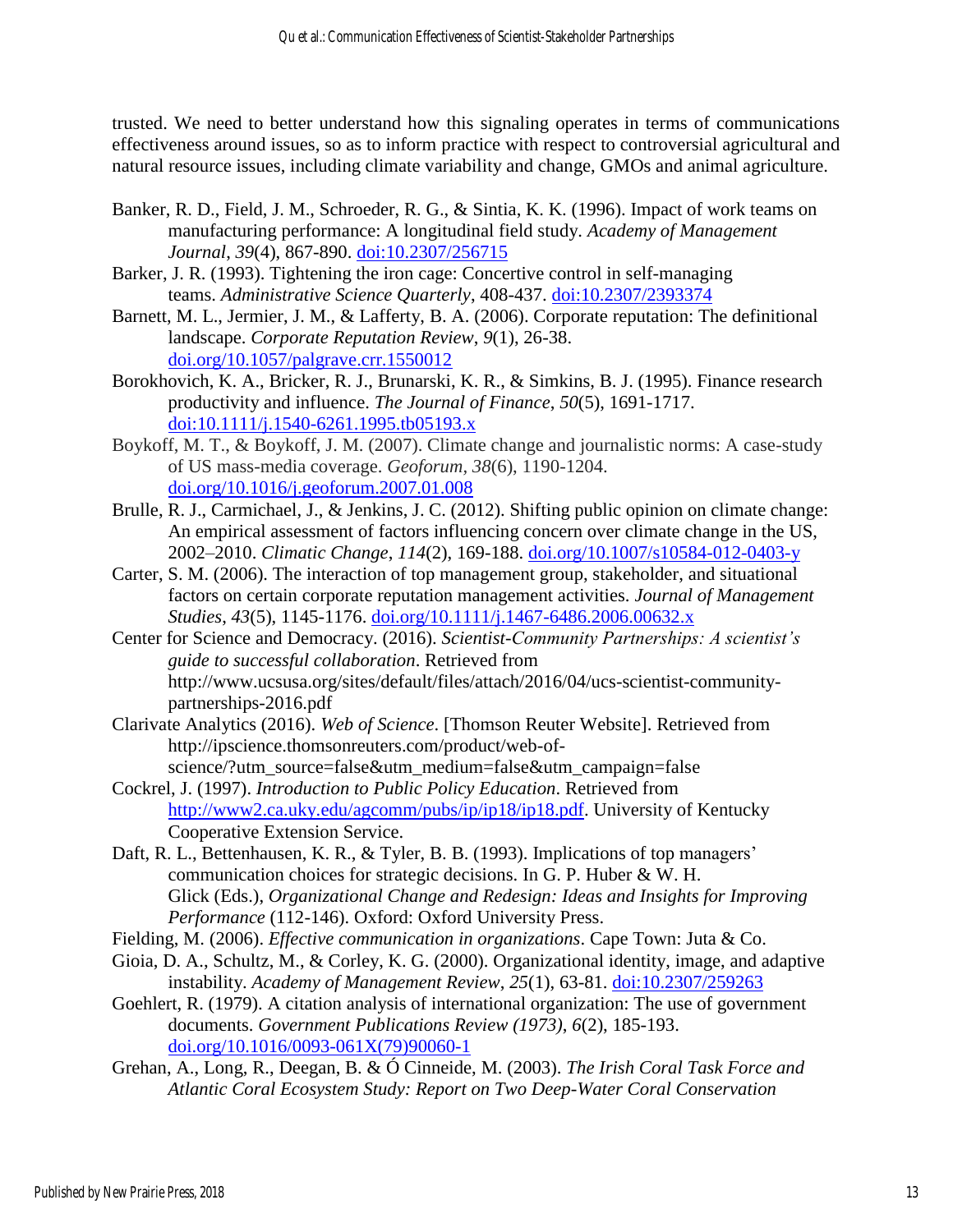trusted. We need to better understand how this signaling operates in terms of communications effectiveness around issues, so as to inform practice with respect to controversial agricultural and natural resource issues, including climate variability and change, GMOs and animal agriculture.

Banker, R. D., Field, J. M., Schroeder, R. G., & Sintia, K. K. (1996). Impact of work teams on manufacturing performance: A longitudinal field study. *Academy of Management Journal*, *39*(4), 867-890. doi:10.2307/256715

Barker, J. R. (1993). Tightening the iron cage: Concertive control in self-managing teams. *Administrative Science Quarterly*, 408-437. doi:10.2307/2393374

Barnett, M. L., Jermier, J. M., & Lafferty, B. A. (2006). Corporate reputation: The definitional landscape. *Corporate Reputation Review*, *9*(1), 26-38. doi.org/10.1057/palgrave.crr.1550012

Borokhovich, K. A., Bricker, R. J., Brunarski, K. R., & Simkins, B. J. (1995). Finance research productivity and influence. *The Journal of Finance*, *50*(5), 1691-1717. doi:10.1111/j.1540-6261.1995.tb05193.x

Boykoff, M. T., & Boykoff, J. M. (2007). Climate change and journalistic norms: A case-study of US mass-media coverage. *Geoforum*, *38*(6), 1190-1204. doi.org/10.1016/j.geoforum.2007.01.008

Brulle, R. J., Carmichael, J., & Jenkins, J. C. (2012). Shifting public opinion on climate change: An empirical assessment of factors influencing concern over climate change in the US, 2002–2010. *Climatic Change*, *114*(2), 169-188. doi.org/10.1007/s10584-012-0403-y

Carter, S. M. (2006). The interaction of top management group, stakeholder, and situational factors on certain corporate reputation management activities. *Journal of Management Studies*, *43*(5), 1145-1176. doi.org/10.1111/j.1467-6486.2006.00632.x

Center for Science and Democracy. (2016). *Scientist-Community Partnerships: A scientist's guide to successful collaboration*. Retrieved from http://www.ucsusa.org/sites/default/files/attach/2016/04/ucs-scientist-community-partnerships-2016.pdf

Clarivate Analytics (2016). *Web of Science*. [Thomson Reuter Website]. Retrieved from http://ipscience.thomsonreuters.com/product/web-of-science/?utm_source=false&utm_medium=false&utm_campaign=false

Cockrel, J. (1997). *Introduction to Public Policy Education*. Retrieved from http://www2.ca.uky.edu/agcomm/pubs/ip/ip18/ip18.pdf. University of Kentucky Cooperative Extension Service.

Daft, R. L., Bettenhausen, K. R., & Tyler, B. B. (1993). Implications of top managers' communication choices for strategic decisions. In G. P. Huber & W. H. Glick (Eds.), *Organizational Change and Redesign: Ideas and Insights for Improving Performance* (112-146). Oxford: Oxford University Press.

Fielding, M. (2006). *Effective communication in organizations*. Cape Town: Juta & Co.

Gioia, D. A., Schultz, M., & Corley, K. G. (2000). Organizational identity, image, and adaptive instability. *Academy of Management Review*, *25*(1), 63-81. doi:10.2307/259263

Goehlert, R. (1979). A citation analysis of international organization: The use of government documents. *Government Publications Review (1973)*, *6*(2), 185-193. doi.org/10.1016/0093-061X(79)90060-1

Grehan, A., Long, R., Deegan, B. & Ó Cinneide, M. (2003). *The Irish Coral Task Force and Atlantic Coral Ecosystem Study: Report on Two Deep-Water Coral Conservation*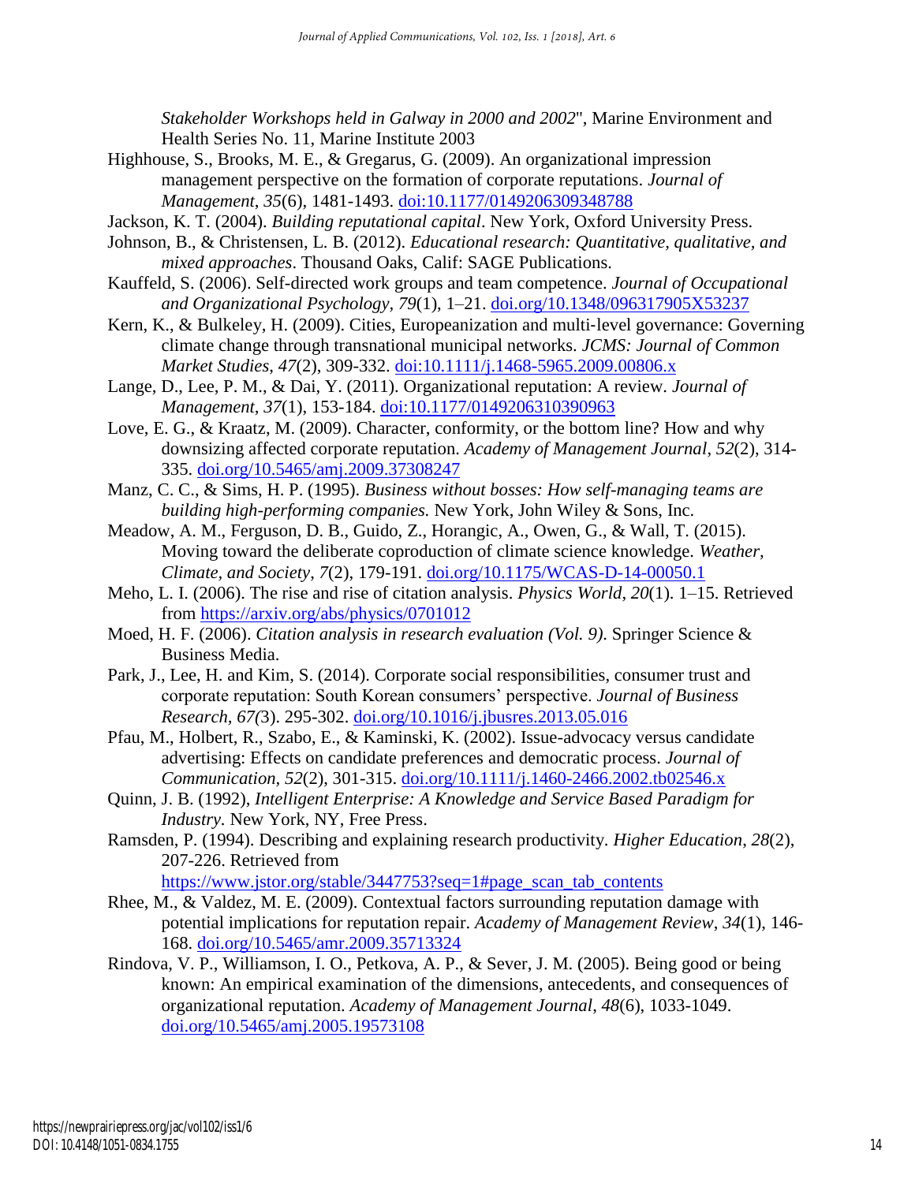*Stakeholder Workshops held in Galway in 2000 and 2002*", Marine Environment and Health Series No. 11, Marine Institute 2003

Highhouse, S., Brooks, M. E., & Gregarus, G. (2009). An organizational impression management perspective on the formation of corporate reputations. *Journal of Management*, *35*(6), 1481-1493. doi:10.1177/0149206309348788

Jackson, K. T. (2004). *Building reputational capital*. New York, Oxford University Press.

Johnson, B., & Christensen, L. B. (2012). *Educational research: Quantitative, qualitative, and mixed approaches*. Thousand Oaks, Calif: SAGE Publications.

Kauffeld, S. (2006). Self-directed work groups and team competence. *Journal of Occupational and Organizational Psychology*, *79*(1), 1–21. doi.org/10.1348/096317905X53237

Kern, K., & Bulkeley, H. (2009). Cities, Europeanization and multi-level governance: Governing climate change through transnational municipal networks. *JCMS: Journal of Common Market Studies*, *47*(2), 309-332. doi:10.1111/j.1468-5965.2009.00806.x

Lange, D., Lee, P. M., & Dai, Y. (2011). Organizational reputation: A review. *Journal of Management*, *37*(1), 153-184. doi:10.1177/0149206310390963

Love, E. G., & Kraatz, M. (2009). Character, conformity, or the bottom line? How and why downsizing affected corporate reputation. *Academy of Management Journal*, *52*(2), 314-335. doi.org/10.5465/amj.2009.37308247

Manz, C. C., & Sims, H. P. (1995). *Business without bosses: How self-managing teams are building high-performing companies.* New York, John Wiley & Sons, Inc.

Meadow, A. M., Ferguson, D. B., Guido, Z., Horangic, A., Owen, G., & Wall, T. (2015). Moving toward the deliberate coproduction of climate science knowledge. *Weather, Climate, and Society*, *7*(2), 179-191. doi.org/10.1175/WCAS-D-14-00050.1

Meho, L. I. (2006). The rise and rise of citation analysis. *Physics World*, *20*(1). 1–15. Retrieved from https://arxiv.org/abs/physics/0701012

Moed, H. F. (2006). *Citation analysis in research evaluation (Vol. 9)*. Springer Science & Business Media.

Park, J., Lee, H. and Kim, S. (2014). Corporate social responsibilities, consumer trust and corporate reputation: South Korean consumers' perspective. *Journal of Business Research, 67(*3). 295-302. doi.org/10.1016/j.jbusres.2013.05.016

Pfau, M., Holbert, R., Szabo, E., & Kaminski, K. (2002). Issue-advocacy versus candidate advertising: Effects on candidate preferences and democratic process. *Journal of Communication*, *52*(2), 301-315. doi.org/10.1111/j.1460-2466.2002.tb02546.x

Quinn, J. B. (1992), *Intelligent Enterprise: A Knowledge and Service Based Paradigm for Industry.* New York, NY, Free Press.

Ramsden, P. (1994). Describing and explaining research productivity. *Higher Education*, *28*(2), 207-226. Retrieved from https://www.jstor.org/stable/3447753?seq=1#page_scan_tab_contents

Rhee, M., & Valdez, M. E. (2009). Contextual factors surrounding reputation damage with potential implications for reputation repair. *Academy of Management Review*, *34*(1), 146-168. doi.org/10.5465/amr.2009.35713324

Rindova, V. P., Williamson, I. O., Petkova, A. P., & Sever, J. M. (2005). Being good or being known: An empirical examination of the dimensions, antecedents, and consequences of organizational reputation. *Academy of Management Journal*, *48*(6), 1033-1049. doi.org/10.5465/amj.2005.19573108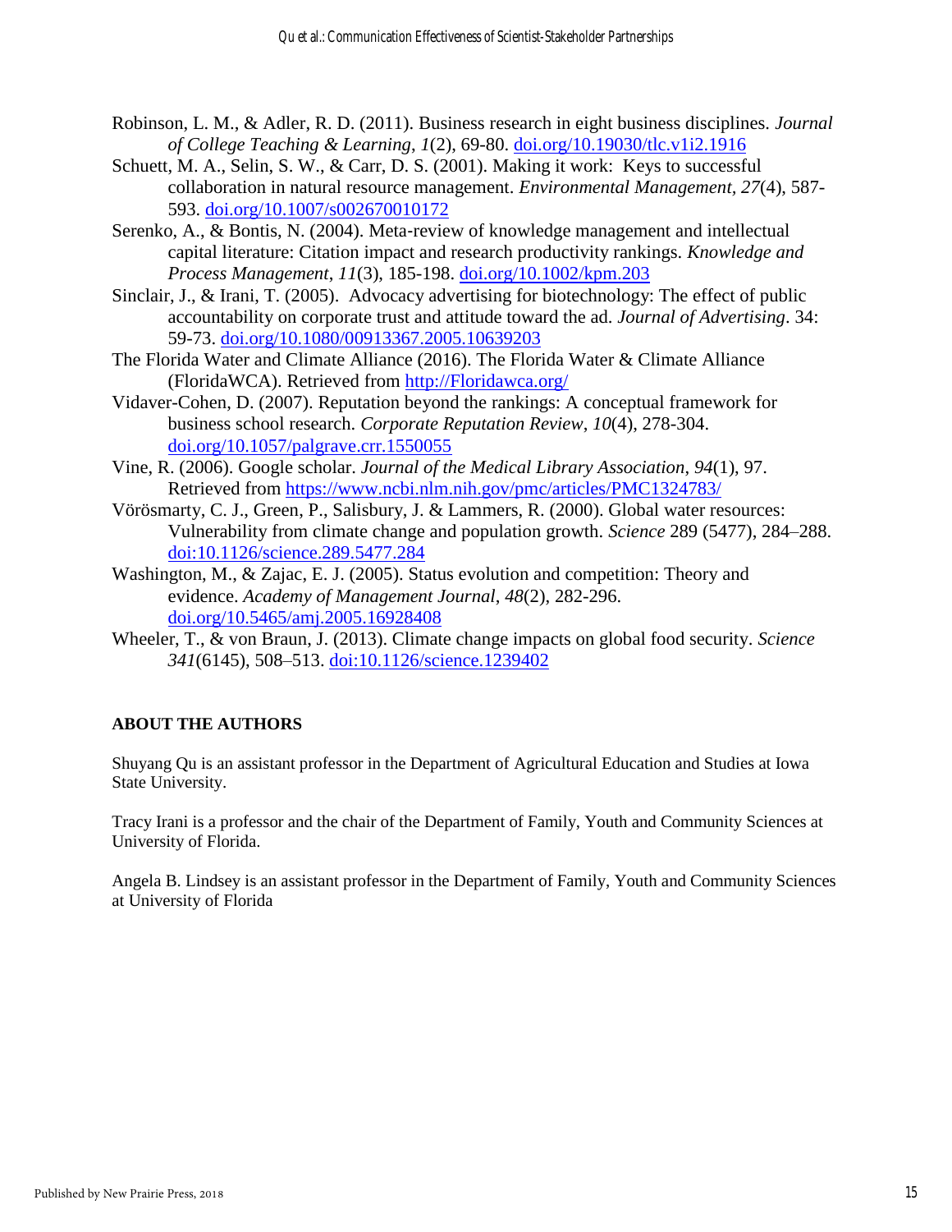Robinson, L. M., & Adler, R. D. (2011). Business research in eight business disciplines. *Journal of College Teaching & Learning*, *1*(2), 69-80. doi.org/10.19030/tlc.v1i2.1916

Schuett, M. A., Selin, S. W., & Carr, D. S. (2001). Making it work: Keys to successful collaboration in natural resource management. *Environmental Management*, *27*(4), 587-593. doi.org/10.1007/s002670010172

Serenko, A., & Bontis, N. (2004). Meta-review of knowledge management and intellectual capital literature: Citation impact and research productivity rankings. *Knowledge and Process Management*, *11*(3), 185-198. doi.org/10.1002/kpm.203

Sinclair, J., & Irani, T. (2005). Advocacy advertising for biotechnology: The effect of public accountability on corporate trust and attitude toward the ad. *Journal of Advertising*. 34: 59-73. doi.org/10.1080/00913367.2005.10639203

The Florida Water and Climate Alliance (2016). The Florida Water & Climate Alliance (FloridaWCA). Retrieved from http://Floridawca.org/

Vidaver-Cohen, D. (2007). Reputation beyond the rankings: A conceptual framework for business school research. *Corporate Reputation Review*, *10*(4), 278-304. doi.org/10.1057/palgrave.crr.1550055

Vine, R. (2006). Google scholar. *Journal of the Medical Library Association*, *94*(1), 97. Retrieved from https://www.ncbi.nlm.nih.gov/pmc/articles/PMC1324783/

Vörösmarty, C. J., Green, P., Salisbury, J. & Lammers, R. (2000). Global water resources: Vulnerability from climate change and population growth. *Science* 289 (5477), 284–288. doi:10.1126/science.289.5477.284

Washington, M., & Zajac, E. J. (2005). Status evolution and competition: Theory and evidence. *Academy of Management Journal*, *48*(2), 282-296. doi.org/10.5465/amj.2005.16928408

Wheeler, T., & von Braun, J. (2013). Climate change impacts on global food security. *Science* *341*(6145), 508–513. doi:10.1126/science.1239402

## ABOUT THE AUTHORS

Shuyang Qu is an assistant professor in the Department of Agricultural Education and Studies at Iowa State University.

Tracy Irani is a professor and the chair of the Department of Family, Youth and Community Sciences at University of Florida.

Angela B. Lindsey is an assistant professor in the Department of Family, Youth and Community Sciences at University of Florida